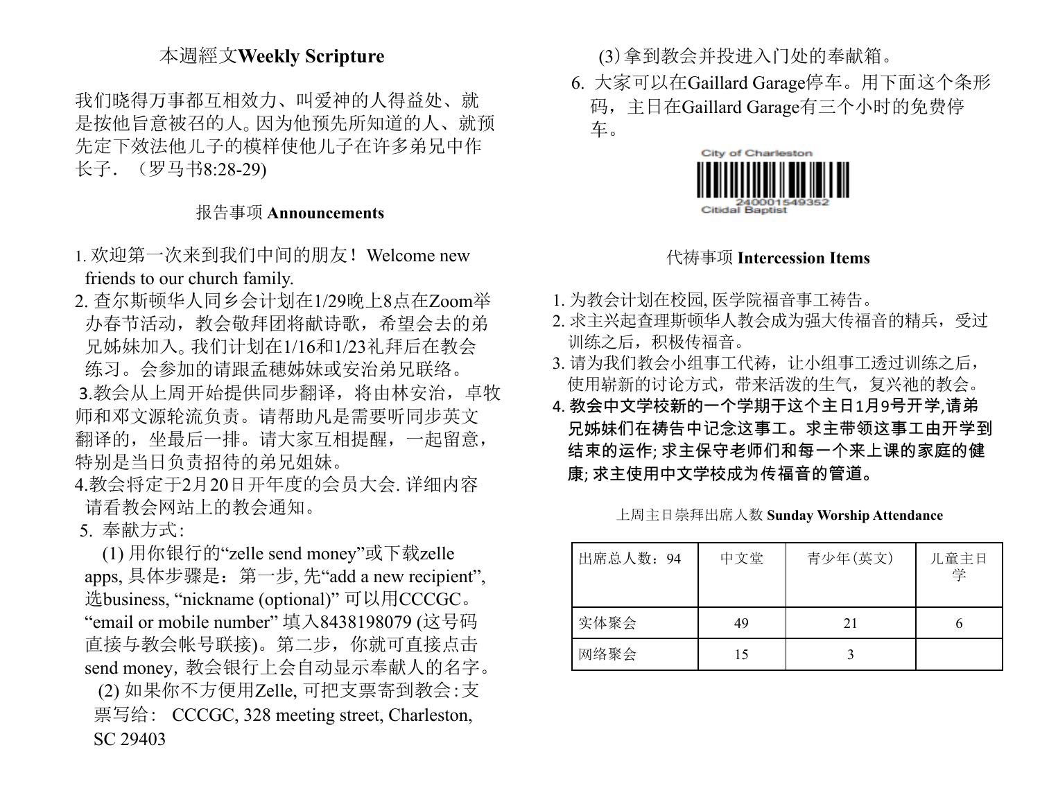## 本週經文Weekly Scripture

我们晓得万事都互相效力、叫爱神的人得益处、就是按他旨意被召的人。因为他预先所知道的人、就预先定下效法他儿子的模样使他儿子在许多弟兄中作长子．（罗马书8:28-29)

## 报告事项 Announcements

1. 欢迎第一次来到我们中间的朋友！ Welcome new friends to our church family.
2. 查尔斯顿华人同乡会计划在1/29晚上8点在Zoom举办春节活动，教会敬拜团将献诗歌，希望会去的弟兄姊妹加入。我们计划在1/16和1/23礼拜后在教会练习。会参加的请跟孟穗姊妹或安治弟兄联络。
3. 教会从上周开始提供同步翻译，将由林安治，卓牧师和邓文源轮流负责。请帮助凡是需要听同步英文翻译的，坐最后一排。请大家互相提醒，一起留意，特别是当日负责招待的弟兄姐妹。
4. 教会将定于2月20日开年度的会员大会. 详细内容请看教会网站上的教会通知。
5. 奉献方式:

   (1) 用你银行的“zelle send money”或下载zelle apps, 具体步骤是：第一步, 先“add a new recipient”, 选business, “nickname (optional)” 可以用CCCGC。“email or mobile number” 填入8438198079 (这号码直接与教会帐号联接)。第二步，你就可直接点击send money, 教会银行上会自动显示奉献人的名字。

   (2) 如果你不方便用Zelle, 可把支票寄到教会:支票写给： CCCGC, 328 meeting street, Charleston, SC 29403

   (3) 拿到教会并投进入门处的奉献箱。
6. 大家可以在Gaillard Garage停车。用下面这个条形码，主日在Gaillard Garage有三个小时的免费停车。

City of Charleston
240001549352
Citidal Baptist

## 代祷事项 Intercession Items

1. 为教会计划在校园, 医学院福音事工祷告。
2. 求主兴起查理斯顿华人教会成为强大传福音的精兵，受过训练之后，积极传福音。
3. 请为我们教会小组事工代祷，让小组事工透过训练之后，使用崭新的讨论方式，带来活泼的生气，复兴祂的教会。
4. **教会中文学校新的一个学期于这个主日1月9号开学,请弟兄姊妹们在祷告中记念这事工。求主带领这事工由开学到结束的运作; 求主保守老师们和每一个来上课的家庭的健康; 求主使用中文学校成为传福音的管道。**

上周主日崇拜出席人数 **Sunday Worship Attendance**

| 出席总人数：94 | 中文堂 | 青少年(英文) | 儿童主日学 |
|---|---|---|---|
| 实体聚会 | 49 | 21 | 6 |
| 网络聚会 | 15 | 3 | |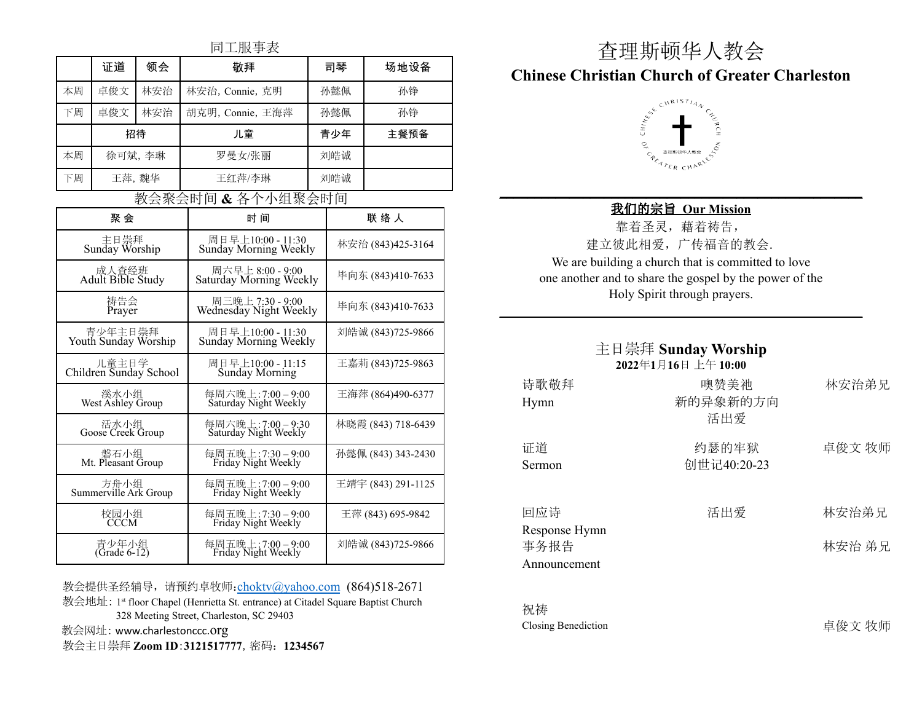同工服事表

| | 证道 | 领会 | 敬拜 | 司琴 | 场地设备 |
|---|---|---|---|---|---|
| 本周 | 卓俊文 | 林安治 | 林安治，Connie，克明 | 孙懿佩 | 孙铮 |
| 下周 | 卓俊文 | 林安治 | 胡克明，Connie，王海萍 | 孙懿佩 | 孙铮 |
| | 招待 | | 儿童 | 青少年 | 主餐预备 |
| 本周 | 徐可斌，李琳 | | 罗曼女/张丽 | 刘皓诚 | |
| 下周 | 王萍，魏华 | | 王红萍/李琳 | 刘皓诚 | |

教会聚会时间 & 各个小组聚会时间

| 聚 会 | 时 间 | 联 络 人 |
|---|---|---|
| 主日崇拜 Sunday Worship | 周日早上10:00 - 11:30 Sunday Morning Weekly | 林安治 (843)425-3164 |
| 成人查经班 Adult Bible Study | 周六早上 8:00 - 9:00 Saturday Morning Weekly | 毕向东 (843)410-7633 |
| 祷告会 Prayer | 周三晚上 7:30 - 9:00 Wednesday Night Weekly | 毕向东 (843)410-7633 |
| 青少年主日崇拜 Youth Sunday Worship | 周日早上10:00 - 11:30 Sunday Morning Weekly | 刘皓诚 (843)725-9866 |
| 儿童主日学 Children Sunday School | 周日早上10:00 - 11:15 Sunday Morning | 王嘉莉 (843)725-9863 |
| 溪水小组 West Ashley Group | 每周六晚上:7:00 – 9:00 Saturday Night Weekly | 王海萍 (864)490-6377 |
| 活水小组 Goose Creek Group | 每周六晚上:7:00 – 9:30 Saturday Night Weekly | 林晓霞 (843) 718-6439 |
| 磐石小组 Mt. Pleasant Group | 每周五晚上:7:30 – 9:00 Friday Night Weekly | 孙懿佩 (843) 343-2430 |
| 方舟小组 Summerville Ark Group | 每周五晚上:7:00 – 9:00 Friday Night Weekly | 王靖宇 (843) 291-1125 |
| 校园小组 CCCM | 每周五晚上:7:30 – 9:00 Friday Night Weekly | 王萍 (843) 695-9842 |
| 青少年小组 (Grade 6-12) | 每周五晚上:7:00 – 9:00 Friday Night Weekly | 刘皓诚 (843)725-9866 |

教会提供圣经辅导，请预约卓牧师:choktv@yahoo.com (864)518-2671

教会地址: 1st floor Chapel (Henrietta St. entrance) at Citadel Square Baptist Church 328 Meeting Street, Charleston, SC 29403

教会网址: www.charlestonccc.org

教会主日崇拜 **Zoom ID**:**3121517777**，密码：**1234567**

# 查理斯顿华人教会

## Chinese Christian Church of Greater Charleston

**我们的宗旨 Our Mission**

靠着圣灵，藉着祷告，
建立彼此相爱，广传福音的教会.
We are building a church that is committed to love one another and to share the gospel by the power of the Holy Spirit through prayers.

## 主日崇拜 Sunday Worship

**2022年1月16日 上午 10:00**

| | | |
|---|---|---|
| 诗歌敬拜 Hymn | 噢赞美祂<br>新的异象新的方向<br>活出爱 | 林安治弟兄 |
| 证道 Sermon | 约瑟的牢狱<br>创世记40:20-23 | 卓俊文 牧师 |
| 回应诗 Response Hymn | 活出爱 | 林安治弟兄 |
| 事务报告 Announcement | | 林安治 弟兄 |
| 祝祷 Closing Benediction | | 卓俊文 牧师 |